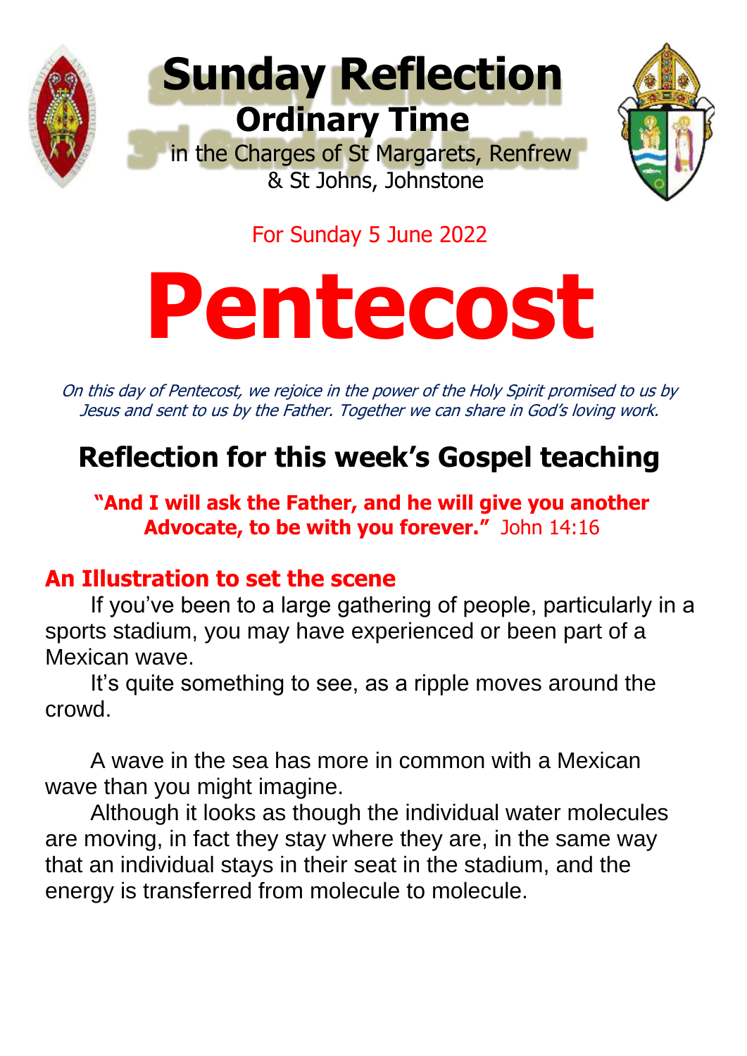# Sunday Reflection

## Ordinary Time

in the Charges of St Margarets, Renfrew & St Johns, Johnstone

For Sunday 5 June 2022

# Pentecost

*On this day of Pentecost, we rejoice in the power of the Holy Spirit promised to us by Jesus and sent to us by the Father. Together we can share in God's loving work.*

## Reflection for this week's Gospel teaching

**"And I will ask the Father, and he will give you another Advocate, to be with you forever."** John 14:16

### An Illustration to set the scene

If you've been to a large gathering of people, particularly in a sports stadium, you may have experienced or been part of a Mexican wave.

It's quite something to see, as a ripple moves around the crowd.

A wave in the sea has more in common with a Mexican wave than you might imagine.

Although it looks as though the individual water molecules are moving, in fact they stay where they are, in the same way that an individual stays in their seat in the stadium, and the energy is transferred from molecule to molecule.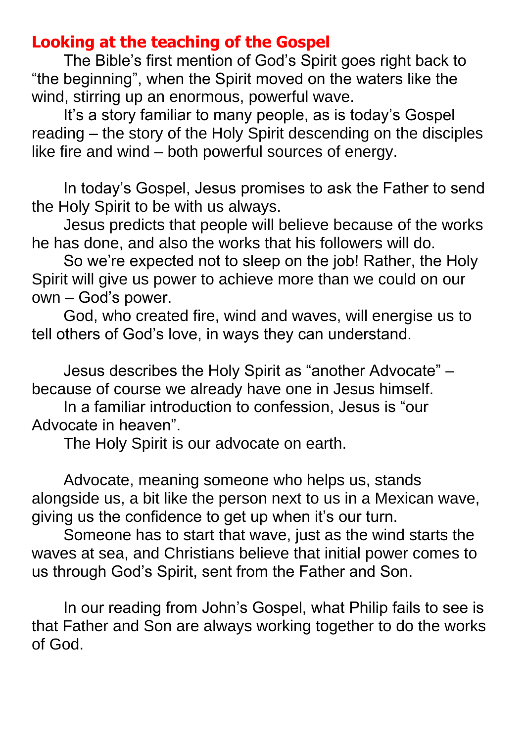## Looking at the teaching of the Gospel

The Bible's first mention of God's Spirit goes right back to "the beginning", when the Spirit moved on the waters like the wind, stirring up an enormous, powerful wave.

It's a story familiar to many people, as is today's Gospel reading – the story of the Holy Spirit descending on the disciples like fire and wind – both powerful sources of energy.

In today's Gospel, Jesus promises to ask the Father to send the Holy Spirit to be with us always.

Jesus predicts that people will believe because of the works he has done, and also the works that his followers will do.

So we're expected not to sleep on the job! Rather, the Holy Spirit will give us power to achieve more than we could on our own – God's power.

God, who created fire, wind and waves, will energise us to tell others of God's love, in ways they can understand.

Jesus describes the Holy Spirit as "another Advocate" – because of course we already have one in Jesus himself.

In a familiar introduction to confession, Jesus is "our Advocate in heaven".

The Holy Spirit is our advocate on earth.

Advocate, meaning someone who helps us, stands alongside us, a bit like the person next to us in a Mexican wave, giving us the confidence to get up when it's our turn.

Someone has to start that wave, just as the wind starts the waves at sea, and Christians believe that initial power comes to us through God's Spirit, sent from the Father and Son.

In our reading from John's Gospel, what Philip fails to see is that Father and Son are always working together to do the works of God.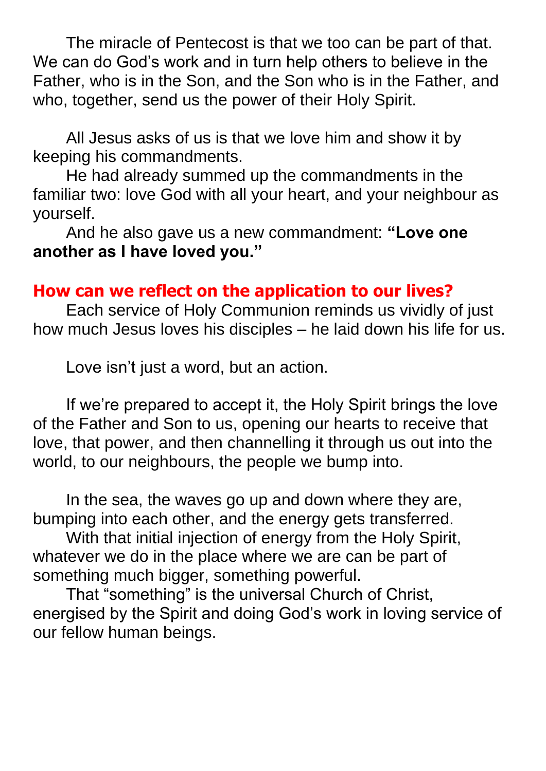The miracle of Pentecost is that we too can be part of that. We can do God's work and in turn help others to believe in the Father, who is in the Son, and the Son who is in the Father, and who, together, send us the power of their Holy Spirit.

All Jesus asks of us is that we love him and show it by keeping his commandments.

He had already summed up the commandments in the familiar two: love God with all your heart, and your neighbour as yourself.

And he also gave us a new commandment: **"Love one another as I have loved you."**

## How can we reflect on the application to our lives?

Each service of Holy Communion reminds us vividly of just how much Jesus loves his disciples – he laid down his life for us.

Love isn't just a word, but an action.

If we're prepared to accept it, the Holy Spirit brings the love of the Father and Son to us, opening our hearts to receive that love, that power, and then channelling it through us out into the world, to our neighbours, the people we bump into.

In the sea, the waves go up and down where they are, bumping into each other, and the energy gets transferred.

With that initial injection of energy from the Holy Spirit, whatever we do in the place where we are can be part of something much bigger, something powerful.

That "something" is the universal Church of Christ, energised by the Spirit and doing God's work in loving service of our fellow human beings.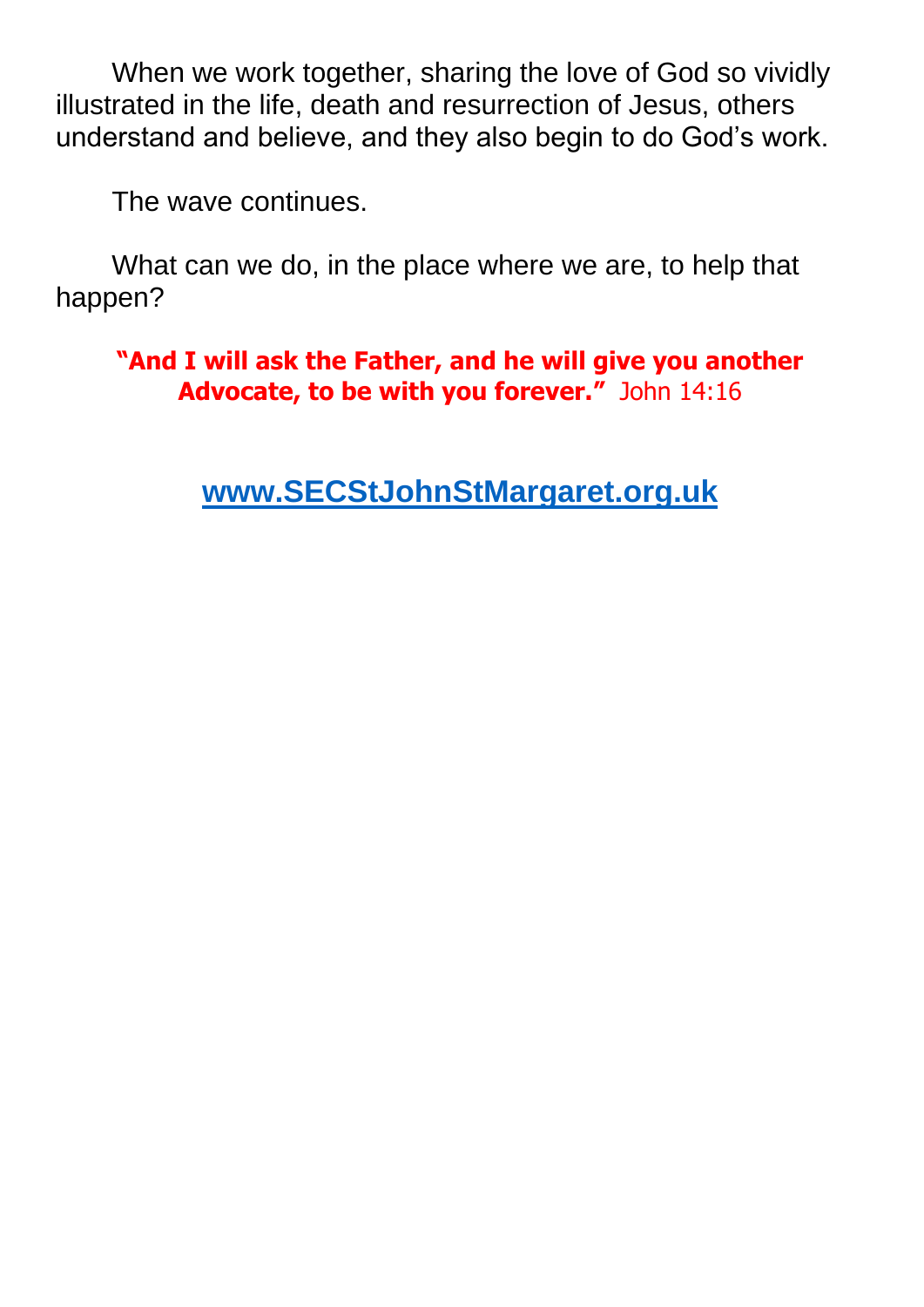When we work together, sharing the love of God so vividly illustrated in the life, death and resurrection of Jesus, others understand and believe, and they also begin to do God's work.

The wave continues.

What can we do, in the place where we are, to help that happen?

**"And I will ask the Father, and he will give you another Advocate, to be with you forever."** John 14:16

**www.SECStJohnStMargaret.org.uk**